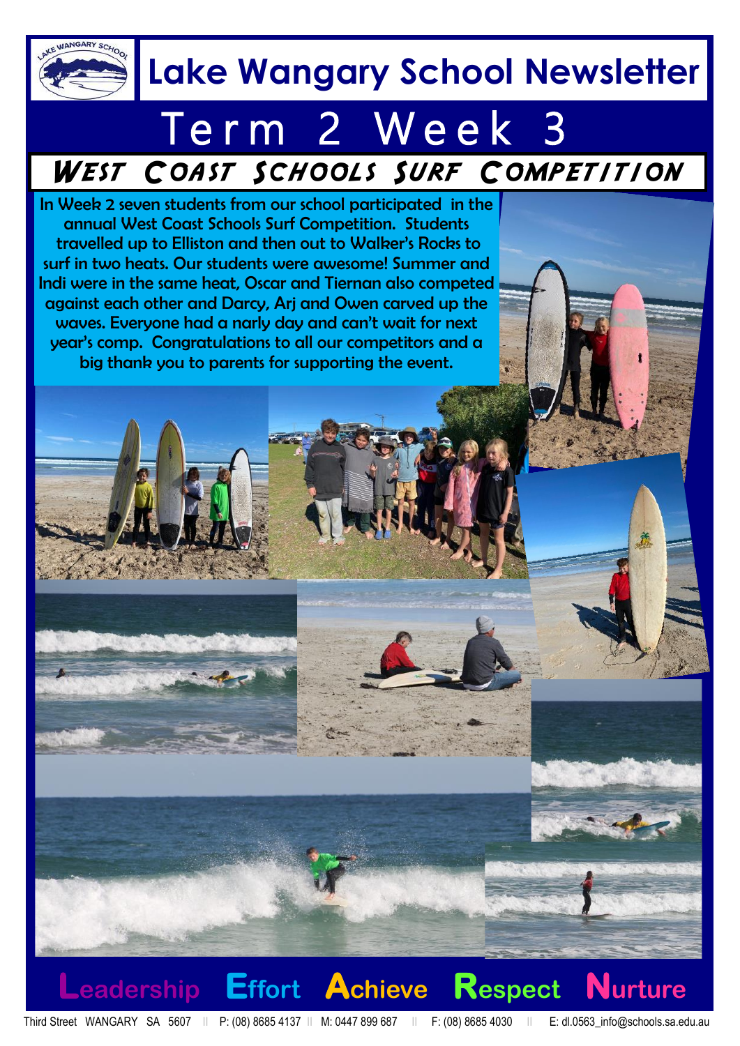# Lake Wangary School Newsletter

## Term 2 Week 3

### West Coast Schools Surf Competition

In Week 2 seven students from our school participated in the annual West Coast Schools Surf Competition. Students travelled up to Elliston and then out to Walker's Rocks to surf in two heats. Our students were awesome! Summer and Indi were in the same heat, Oscar and Tiernan also competed against each other and Darcy, Arj and Owen carved up the waves. Everyone had a narly day and can't wait for next year's comp. Congratulations to all our competitors and a big thank you to parents for supporting the event.

**Leadership Effort Achieve Respect Nurture**

Third Street WANGARY SA 5607 || P: (08) 8685 4137 || M: 0447 899 687 || F: (08) 8685 4030 || E: dl.0563_info@schools.sa.edu.au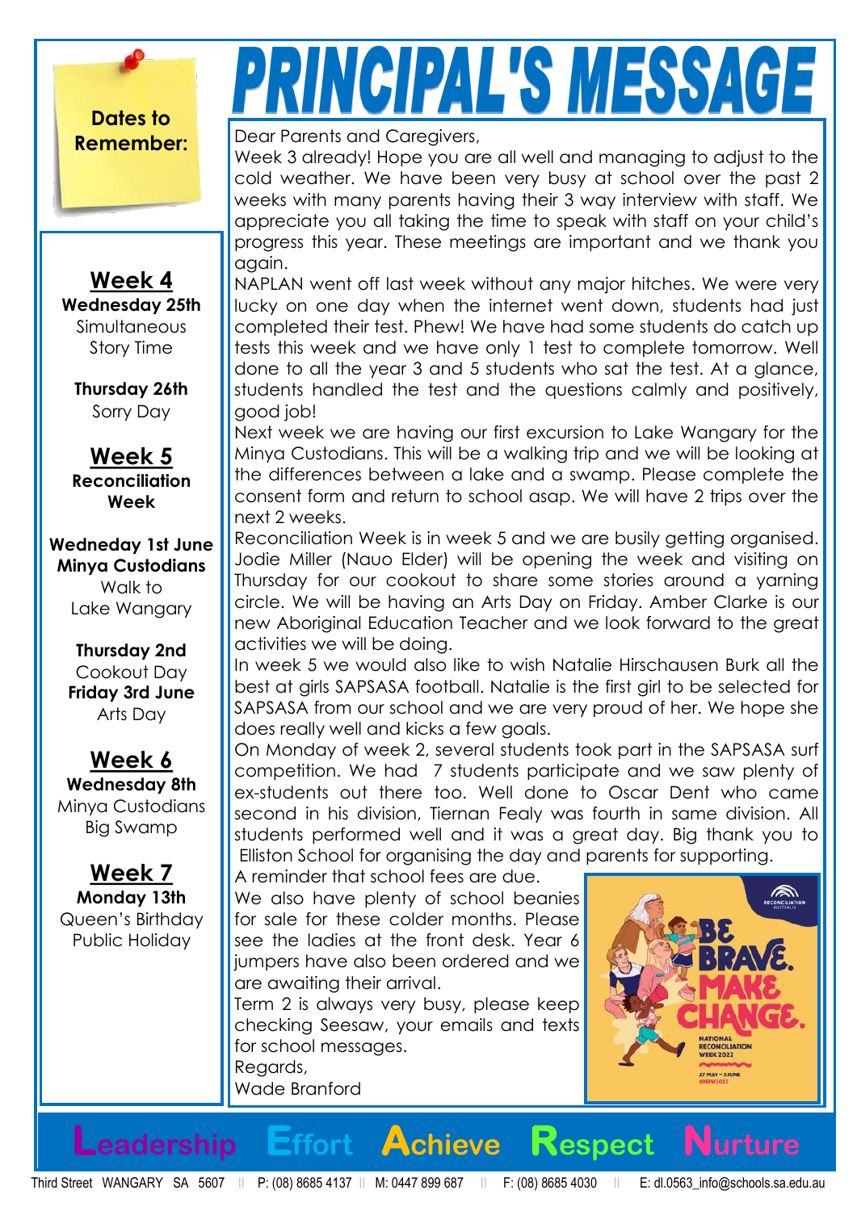# PRINCIPAL'S MESSAGE

## Dates to Remember:

### Week 4

**Wednesday 25th**
Simultaneous Story Time

**Thursday 26th**
Sorry Day

### Week 5

**Reconciliation Week**

**Wedneday 1st June**
**Minya Custodians**
Walk to Lake Wangary

**Thursday 2nd**
Cookout Day

**Friday 3rd June**
Arts Day

### Week 6

**Wednesday 8th**
Minya Custodians
Big Swamp

### Week 7

**Monday 13th**
Queen's Birthday
Public Holiday

---

Dear Parents and Caregivers,

Week 3 already! Hope you are all well and managing to adjust to the cold weather. We have been very busy at school over the past 2 weeks with many parents having their 3 way interview with staff. We appreciate you all taking the time to speak with staff on your child's progress this year. These meetings are important and we thank you again.

NAPLAN went off last week without any major hitches. We were very lucky on one day when the internet went down, students had just completed their test. Phew! We have had some students do catch up tests this week and we have only 1 test to complete tomorrow. Well done to all the year 3 and 5 students who sat the test. At a glance, students handled the test and the questions calmly and positively, good job!

Next week we are having our first excursion to Lake Wangary for the Minya Custodians. This will be a walking trip and we will be looking at the differences between a lake and a swamp. Please complete the consent form and return to school asap. We will have 2 trips over the next 2 weeks.

Reconciliation Week is in week 5 and we are busily getting organised. Jodie Miller (Nauo Elder) will be opening the week and visiting on Thursday for our cookout to share some stories around a yarning circle. We will be having an Arts Day on Friday. Amber Clarke is our new Aboriginal Education Teacher and we look forward to the great activities we will be doing.

In week 5 we would also like to wish Natalie Hirschausen Burk all the best at girls SAPSASA football. Natalie is the first girl to be selected for SAPSASA from our school and we are very proud of her. We hope she does really well and kicks a few goals.

On Monday of week 2, several students took part in the SAPSASA surf competition. We had 7 students participate and we saw plenty of ex-students out there too. Well done to Oscar Dent who came second in his division, Tiernan Fealy was fourth in same division. All students performed well and it was a great day. Big thank you to Elliston School for organising the day and parents for supporting.

A reminder that school fees are due.

We also have plenty of school beanies for sale for these colder months. Please see the ladies at the front desk. Year 6 jumpers have also been ordered and we are awaiting their arrival.

Term 2 is always very busy, please keep checking Seesaw, your emails and texts for school messages.

Regards,
Wade Branford

**Leadership Effort Achieve Respect Nurture**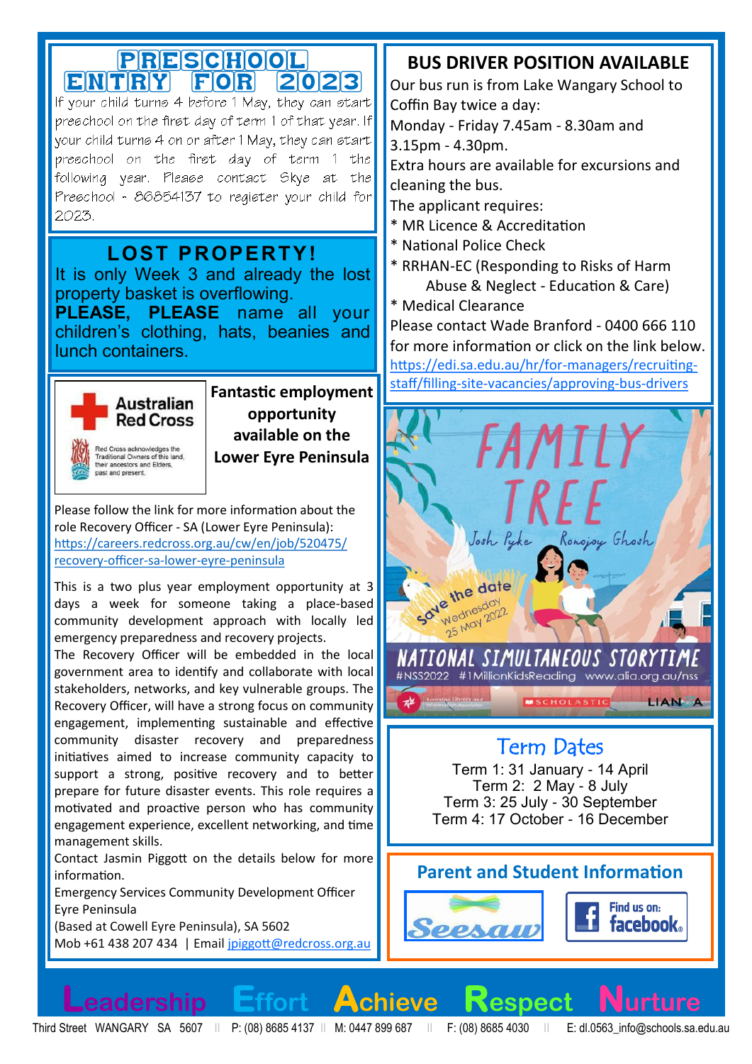## PRESCHOOL ENTRY FOR 2023

If your child turns 4 before 1 May, they can start preschool on the first day of term 1 of that year. If your child turns 4 on or after 1 May, they can start preschool on the first day of term 1 the following year. Please contact Skye at the Preschool - 86854137 to register your child for 2023.

## LOST PROPERTY!

It is only Week 3 and already the lost property basket is overflowing.
**PLEASE, PLEASE** name all your children's clothing, hats, beanies and lunch containers.

Australian Red Cross

Red Cross acknowledges the Traditional Owners of this land, their ancestors and Elders, past and present.

**Fantastic employment opportunity available on the Lower Eyre Peninsula**

Please follow the link for more information about the role Recovery Officer - SA (Lower Eyre Peninsula):
https://careers.redcross.org.au/cw/en/job/520475/recovery-officer-sa-lower-eyre-peninsula

This is a two plus year employment opportunity at 3 days a week for someone taking a place-based community development approach with locally led emergency preparedness and recovery projects.
The Recovery Officer will be embedded in the local government area to identify and collaborate with local stakeholders, networks, and key vulnerable groups. The Recovery Officer, will have a strong focus on community engagement, implementing sustainable and effective community disaster recovery and preparedness initiatives aimed to increase community capacity to support a strong, positive recovery and to better prepare for future disaster events. This role requires a motivated and proactive person who has community engagement experience, excellent networking, and time management skills.
Contact Jasmin Piggott on the details below for more information.
Emergency Services Community Development Officer
Eyre Peninsula
(Based at Cowell Eyre Peninsula), SA 5602
Mob +61 438 207 434 | Email jpiggott@redcross.org.au

## BUS DRIVER POSITION AVAILABLE

Our bus run is from Lake Wangary School to Coffin Bay twice a day:
Monday - Friday 7.45am - 8.30am and 3.15pm - 4.30pm.
Extra hours are available for excursions and cleaning the bus.
The applicant requires:

* MR Licence & Accreditation
* National Police Check
* RRHAN-EC (Responding to Risks of Harm Abuse & Neglect - Education & Care)
* Medical Clearance

Please contact Wade Branford - 0400 666 110 for more information or click on the link below.
https://edi.sa.edu.au/hr/for-managers/recruiting-staff/filling-site-vacancies/approving-bus-drivers

FAMILY TREE
Josh Pyke  Ronojoy Ghosh
Save the date Wednesday 25 May 2022
NATIONAL SIMULTANEOUS STORYTIME
#NSS2022 #1MillionKidsReading www.alia.org.au/nss

## Term Dates

Term 1: 31 January - 14 April
Term 2: 2 May - 8 July
Term 3: 25 July - 30 September
Term 4: 17 October - 16 December

## Parent and Student Information

Seesaw | Find us on: facebook

Leadership Effort Achieve Respect Nurture

Third Street WANGARY SA 5607 || P: (08) 8685 4137 || M: 0447 899 687 || F: (08) 8685 4030 || E: dl.0563_info@schools.sa.edu.au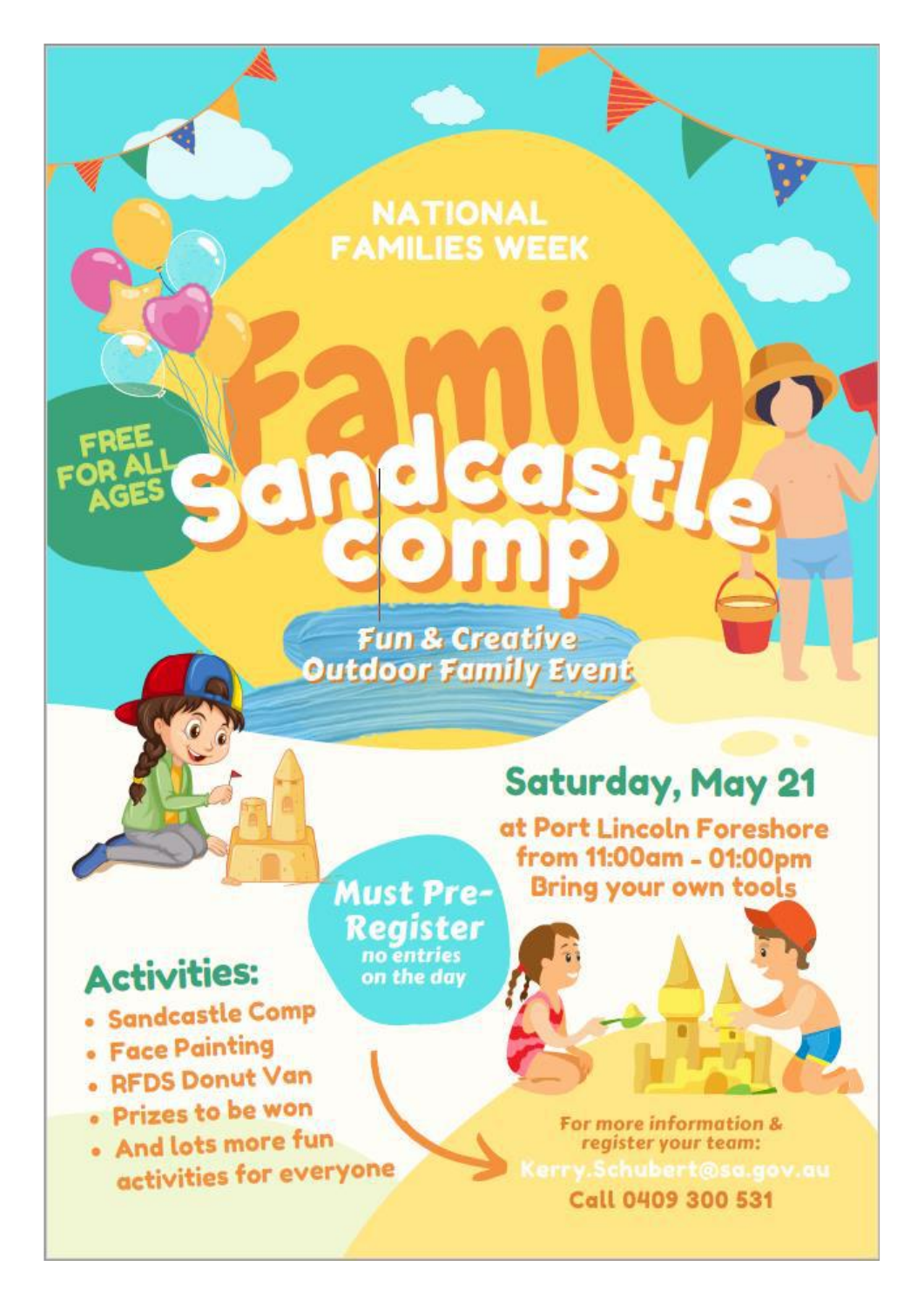# NATIONAL FAMILIES WEEK

# Family Sandcastle comp

**Fun & Creative Outdoor Family Event**

**FREE FOR ALL AGES**

## Saturday, May 21

at Port Lincoln Foreshore
from 11:00am - 01:00pm
Bring your own tools

**Must Pre-Register**
no entries on the day

## Activities:

- Sandcastle Comp
- Face Painting
- RFDS Donut Van
- Prizes to be won
- And lots more fun activities for everyone

For more information & register your team:
Kerry.Schubert@sa.gov.au
Call 0409 300 531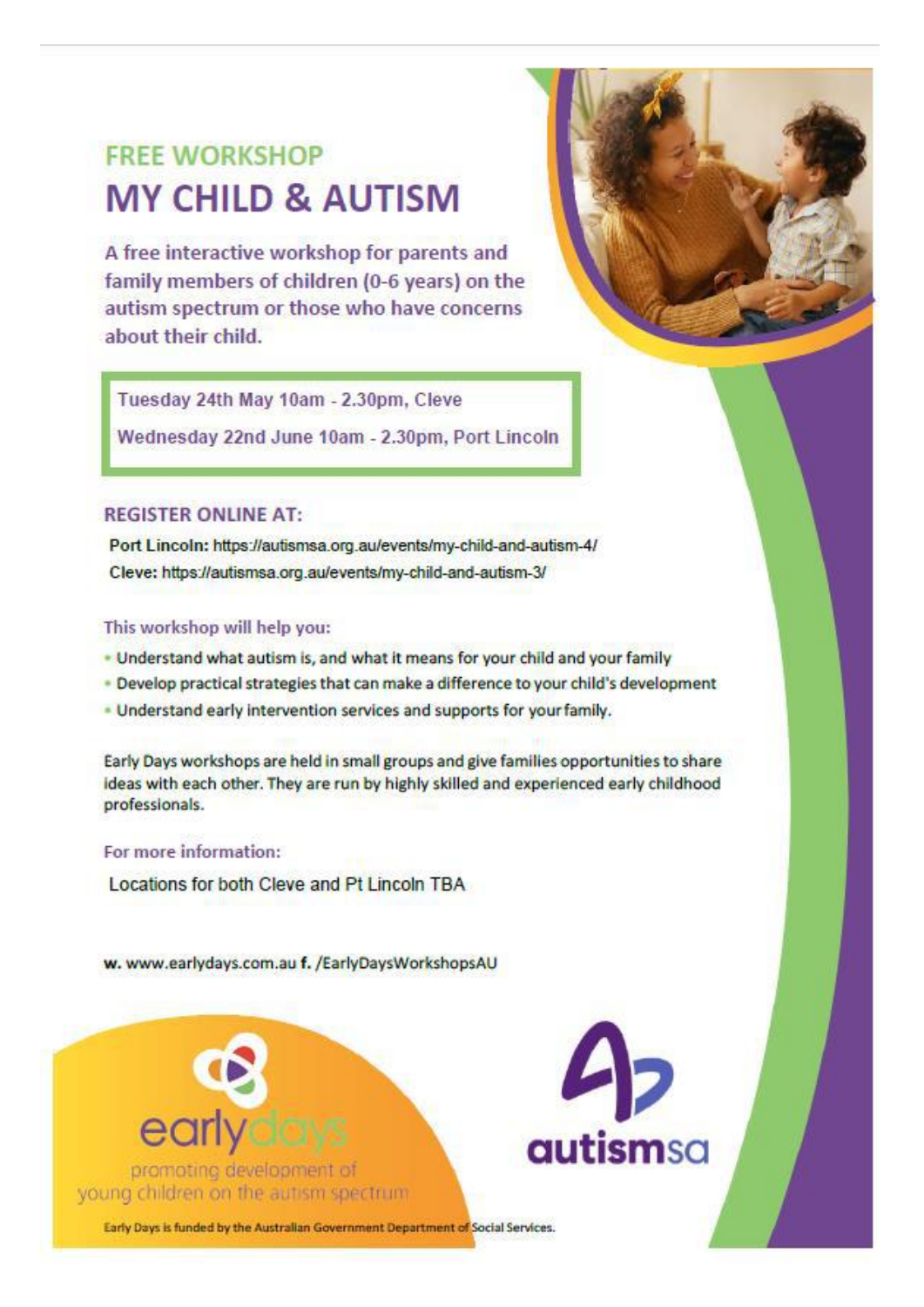## FREE WORKSHOP

# MY CHILD & AUTISM

A free interactive workshop for parents and family members of children (0-6 years) on the autism spectrum or those who have concerns about their child.

Tuesday 24th May 10am - 2.30pm, Cleve

Wednesday 22nd June 10am - 2.30pm, Port Lincoln

### REGISTER ONLINE AT:

**Port Lincoln:** https://autismsa.org.au/events/my-child-and-autism-4/

**Cleve:** https://autismsa.org.au/events/my-child-and-autism-3/

This workshop will help you:

- Understand what autism is, and what it means for your child and your family
- Develop practical strategies that can make a difference to your child's development
- Understand early intervention services and supports for your family.

Early Days workshops are held in small groups and give families opportunities to share ideas with each other. They are run by highly skilled and experienced early childhood professionals.

For more information:

Locations for both Cleve and Pt Lincoln TBA

**w.** www.earlydays.com.au **f.** /EarlyDaysWorkshopsAU

early days

promoting development of young children on the autism spectrum

autismsa

Early Days is funded by the Australian Government Department of Social Services.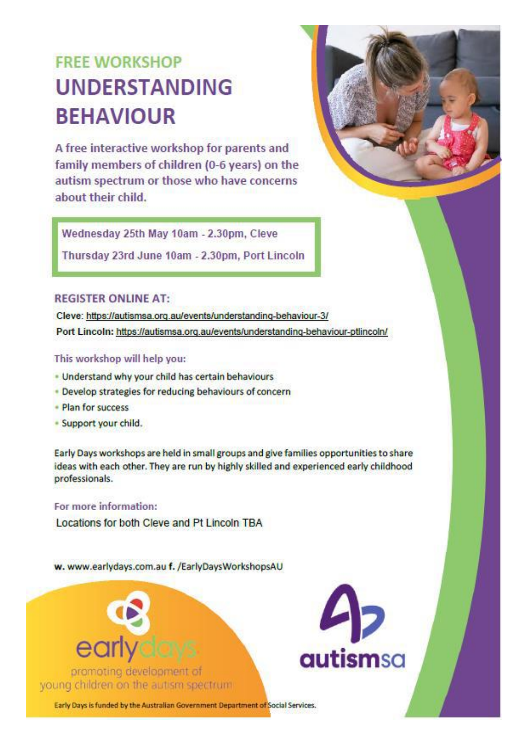FREE WORKSHOP

# UNDERSTANDING BEHAVIOUR

A free interactive workshop for parents and family members of children (0-6 years) on the autism spectrum or those who have concerns about their child.

Wednesday 25th May 10am - 2.30pm, Cleve

Thursday 23rd June 10am - 2.30pm, Port Lincoln

## REGISTER ONLINE AT:

**Cleve:** https://autismsa.org.au/events/understanding-behaviour-3/

**Port Lincoln:** https://autismsa.org.au/events/understanding-behaviour-ptlincoln/

This workshop will help you:

- Understand why your child has certain behaviours
- Develop strategies for reducing behaviours of concern
- Plan for success
- Support your child.

Early Days workshops are held in small groups and give families opportunities to share ideas with each other. They are run by highly skilled and experienced early childhood professionals.

For more information:

Locations for both Cleve and Pt Lincoln TBA

**w.** www.earlydays.com.au **f.** /EarlyDaysWorkshopsAU

earlydays

promoting development of young children on the autism spectrum

autismsa

Early Days is funded by the Australian Government Department of Social Services.